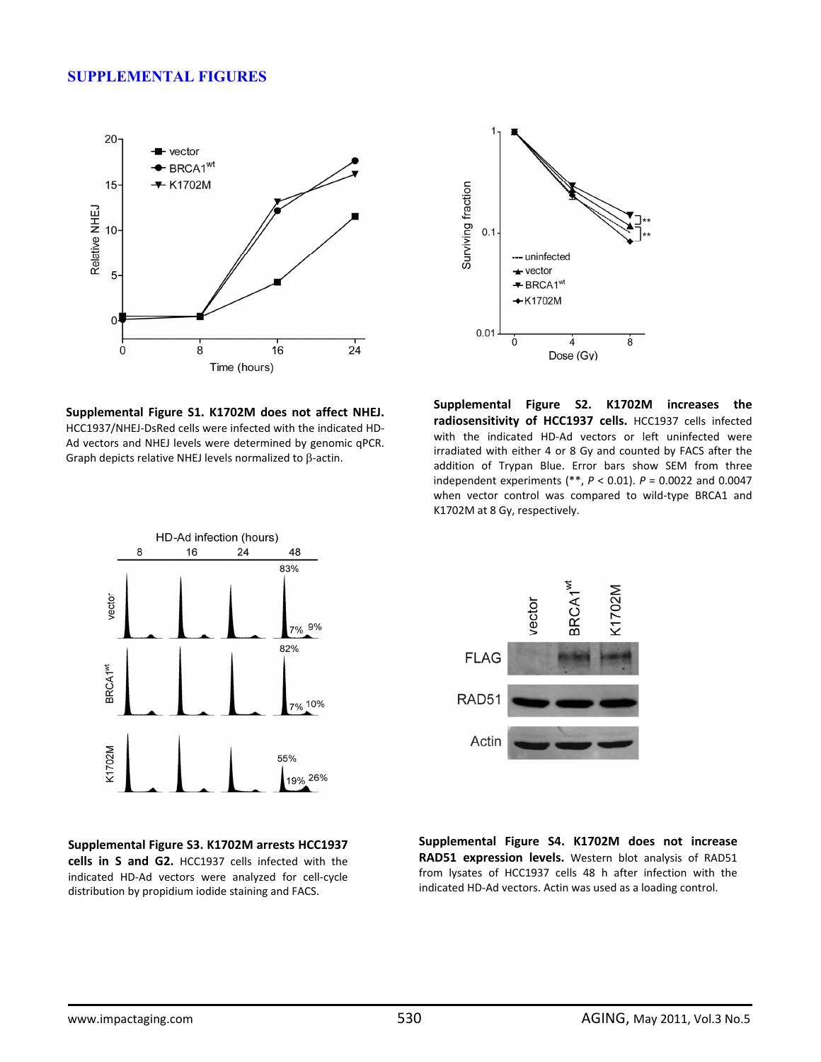# SUPPLEMENTAL FIGURES

**Supplemental Figure S1. K1702M does not affect NHEJ.** HCC1937/NHEJ-DsRed cells were infected with the indicated HD-Ad vectors and NHEJ levels were determined by genomic qPCR. Graph depicts relative NHEJ levels normalized to β-actin.

**Supplemental Figure S2. K1702M increases the radiosensitivity of HCC1937 cells.** HCC1937 cells infected with the indicated HD-Ad vectors or left uninfected were irradiated with either 4 or 8 Gy and counted by FACS after the addition of Trypan Blue. Error bars show SEM from three independent experiments (**, $P < 0.01$). $P = 0.0022$ and $0.0047$ when vector control was compared to wild-type BRCA1 and K1702M at 8 Gy, respectively.

**Supplemental Figure S3. K1702M arrests HCC1937 cells in S and G2.** HCC1937 cells infected with the indicated HD-Ad vectors were analyzed for cell-cycle distribution by propidium iodide staining and FACS.

**Supplemental Figure S4. K1702M does not increase RAD51 expression levels.** Western blot analysis of RAD51 from lysates of HCC1937 cells 48 h after infection with the indicated HD-Ad vectors. Actin was used as a loading control.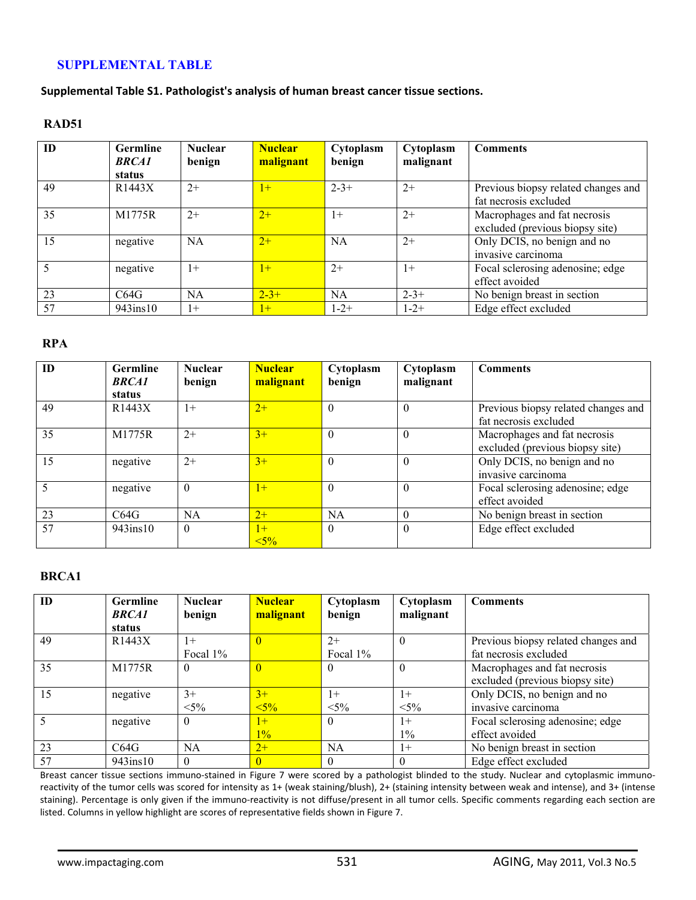## SUPPLEMENTAL TABLE

**Supplemental Table S1. Pathologist's analysis of human breast cancer tissue sections.**

### RAD51

| ID | Germline *BRCA1* status | Nuclear benign | Nuclear malignant | Cytoplasm benign | Cytoplasm malignant | Comments |
|---|---|---|---|---|---|---|
| 49 | R1443X | 2+ | 1+ | 2-3+ | 2+ | Previous biopsy related changes and fat necrosis excluded |
| 35 | M1775R | 2+ | 2+ | 1+ | 2+ | Macrophages and fat necrosis excluded (previous biopsy site) |
| 15 | negative | NA | 2+ | NA | 2+ | Only DCIS, no benign and no invasive carcinoma |
| 5 | negative | 1+ | 1+ | 2+ | 1+ | Focal sclerosing adenosine; edge effect avoided |
| 23 | C64G | NA | 2-3+ | NA | 2-3+ | No benign breast in section |
| 57 | 943ins10 | 1+ | 1+ | 1-2+ | 1-2+ | Edge effect excluded |

### RPA

| ID | Germline *BRCA1* status | Nuclear benign | Nuclear malignant | Cytoplasm benign | Cytoplasm malignant | Comments |
|---|---|---|---|---|---|---|
| 49 | R1443X | 1+ | 2+ | 0 | 0 | Previous biopsy related changes and fat necrosis excluded |
| 35 | M1775R | 2+ | 3+ | 0 | 0 | Macrophages and fat necrosis excluded (previous biopsy site) |
| 15 | negative | 2+ | 3+ | 0 | 0 | Only DCIS, no benign and no invasive carcinoma |
| 5 | negative | 0 | 1+ | 0 | 0 | Focal sclerosing adenosine; edge effect avoided |
| 23 | C64G | NA | 2+ | NA | 0 | No benign breast in section |
| 57 | 943ins10 | 0 | 1+ <5% | 0 | 0 | Edge effect excluded |

### BRCA1

| ID | Germline *BRCA1* status | Nuclear benign | Nuclear malignant | Cytoplasm benign | Cytoplasm malignant | Comments |
|---|---|---|---|---|---|---|
| 49 | R1443X | 1+ Focal 1% | 0 | 2+ Focal 1% | 0 | Previous biopsy related changes and fat necrosis excluded |
| 35 | M1775R | 0 | 0 | 0 | 0 | Macrophages and fat necrosis excluded (previous biopsy site) |
| 15 | negative | 3+ <5% | 3+ <5% | 1+ <5% | 1+ <5% | Only DCIS, no benign and no invasive carcinoma |
| 5 | negative | 0 | 1+ 1% | 0 | 1+ 1% | Focal sclerosing adenosine; edge effect avoided |
| 23 | C64G | NA | 2+ | NA | 1+ | No benign breast in section |
| 57 | 943ins10 | 0 | 0 | 0 | 0 | Edge effect excluded |

Breast cancer tissue sections immuno-stained in Figure 7 were scored by a pathologist blinded to the study. Nuclear and cytoplasmic immuno-reactivity of the tumor cells was scored for intensity as 1+ (weak staining/blush), 2+ (staining intensity between weak and intense), and 3+ (intense staining). Percentage is only given if the immuno-reactivity is not diffuse/present in all tumor cells. Specific comments regarding each section are listed. Columns in yellow highlight are scores of representative fields shown in Figure 7.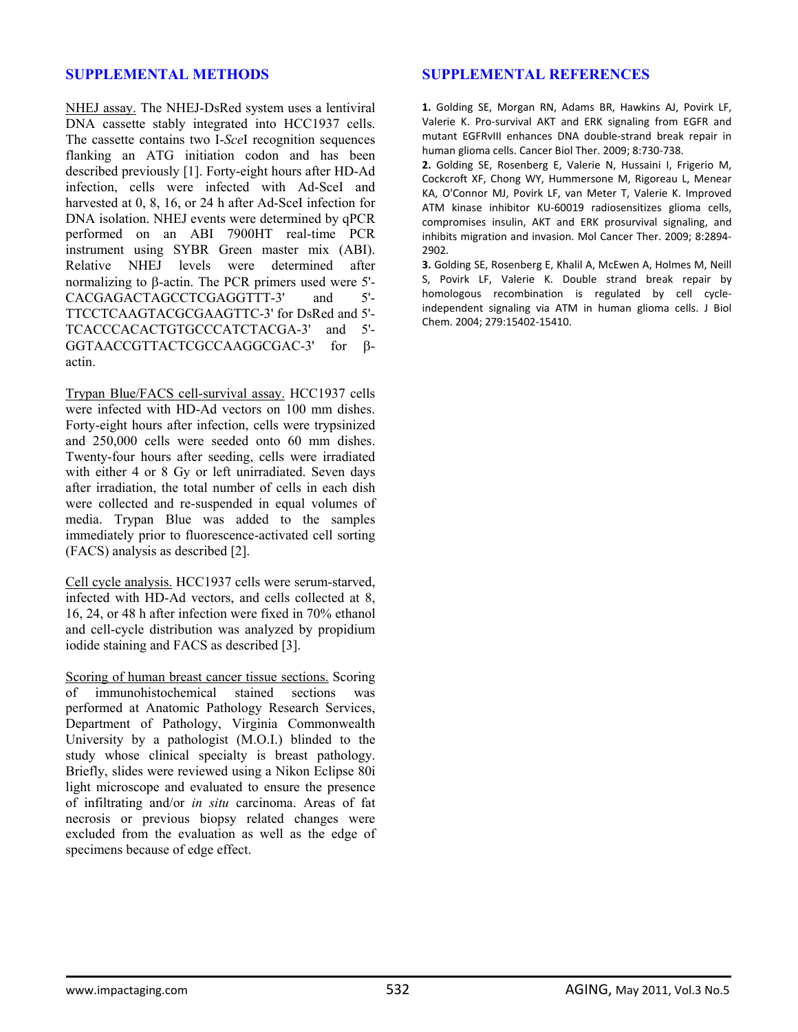## SUPPLEMENTAL METHODS

NHEJ assay. The NHEJ-DsRed system uses a lentiviral DNA cassette stably integrated into HCC1937 cells. The cassette contains two I-*Sce*I recognition sequences flanking an ATG initiation codon and has been described previously [1]. Forty-eight hours after HD-Ad infection, cells were infected with Ad-SceI and harvested at 0, 8, 16, or 24 h after Ad-SceI infection for DNA isolation. NHEJ events were determined by qPCR performed on an ABI 7900HT real-time PCR instrument using SYBR Green master mix (ABI). Relative NHEJ levels were determined after normalizing to β-actin. The PCR primers used were 5'-CACGAGACTAGCCTCGAGGTTT-3' and 5'-TTCCTCAAGTACGCGAAGTTC-3' for DsRed and 5'-TCACCCACACTGTGCCCATCTACGA-3' and 5'-GGTAACCGTTACTCGCCAAGGCGAC-3' for β-actin.

Trypan Blue/FACS cell-survival assay. HCC1937 cells were infected with HD-Ad vectors on 100 mm dishes. Forty-eight hours after infection, cells were trypsinized and 250,000 cells were seeded onto 60 mm dishes. Twenty-four hours after seeding, cells were irradiated with either 4 or 8 Gy or left unirradiated. Seven days after irradiation, the total number of cells in each dish were collected and re-suspended in equal volumes of media. Trypan Blue was added to the samples immediately prior to fluorescence-activated cell sorting (FACS) analysis as described [2].

Cell cycle analysis. HCC1937 cells were serum-starved, infected with HD-Ad vectors, and cells collected at 8, 16, 24, or 48 h after infection were fixed in 70% ethanol and cell-cycle distribution was analyzed by propidium iodide staining and FACS as described [3].

Scoring of human breast cancer tissue sections. Scoring of immunohistochemical stained sections was performed at Anatomic Pathology Research Services, Department of Pathology, Virginia Commonwealth University by a pathologist (M.O.I.) blinded to the study whose clinical specialty is breast pathology. Briefly, slides were reviewed using a Nikon Eclipse 80i light microscope and evaluated to ensure the presence of infiltrating and/or *in situ* carcinoma. Areas of fat necrosis or previous biopsy related changes were excluded from the evaluation as well as the edge of specimens because of edge effect.

## SUPPLEMENTAL REFERENCES

**1.** Golding SE, Morgan RN, Adams BR, Hawkins AJ, Povirk LF, Valerie K. Pro-survival AKT and ERK signaling from EGFR and mutant EGFRvIII enhances DNA double-strand break repair in human glioma cells. Cancer Biol Ther. 2009; 8:730-738.

**2.** Golding SE, Rosenberg E, Valerie N, Hussaini I, Frigerio M, Cockcroft XF, Chong WY, Hummersone M, Rigoreau L, Menear KA, O'Connor MJ, Povirk LF, van Meter T, Valerie K. Improved ATM kinase inhibitor KU-60019 radiosensitizes glioma cells, compromises insulin, AKT and ERK prosurvival signaling, and inhibits migration and invasion. Mol Cancer Ther. 2009; 8:2894-2902.

**3.** Golding SE, Rosenberg E, Khalil A, McEwen A, Holmes M, Neill S, Povirk LF, Valerie K. Double strand break repair by homologous recombination is regulated by cell cycle-independent signaling via ATM in human glioma cells. J Biol Chem. 2004; 279:15402-15410.